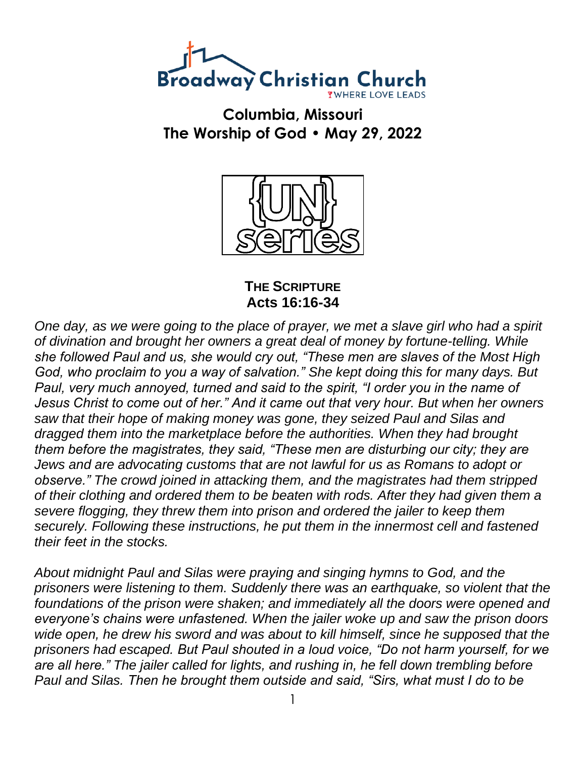# Broadway Christian Church

WHERE LOVE LEADS

## Columbia, Missouri
## The Worship of God • May 29, 2022

{UN} series

### THE SCRIPTURE
### Acts 16:16-34

*One day, as we were going to the place of prayer, we met a slave girl who had a spirit of divination and brought her owners a great deal of money by fortune-telling. While she followed Paul and us, she would cry out, "These men are slaves of the Most High God, who proclaim to you a way of salvation." She kept doing this for many days. But Paul, very much annoyed, turned and said to the spirit, "I order you in the name of Jesus Christ to come out of her." And it came out that very hour. But when her owners saw that their hope of making money was gone, they seized Paul and Silas and dragged them into the marketplace before the authorities. When they had brought them before the magistrates, they said, "These men are disturbing our city; they are Jews and are advocating customs that are not lawful for us as Romans to adopt or observe." The crowd joined in attacking them, and the magistrates had them stripped of their clothing and ordered them to be beaten with rods. After they had given them a severe flogging, they threw them into prison and ordered the jailer to keep them securely. Following these instructions, he put them in the innermost cell and fastened their feet in the stocks.*

*About midnight Paul and Silas were praying and singing hymns to God, and the prisoners were listening to them. Suddenly there was an earthquake, so violent that the foundations of the prison were shaken; and immediately all the doors were opened and everyone's chains were unfastened. When the jailer woke up and saw the prison doors wide open, he drew his sword and was about to kill himself, since he supposed that the prisoners had escaped. But Paul shouted in a loud voice, "Do not harm yourself, for we are all here." The jailer called for lights, and rushing in, he fell down trembling before Paul and Silas. Then he brought them outside and said, "Sirs, what must I do to be*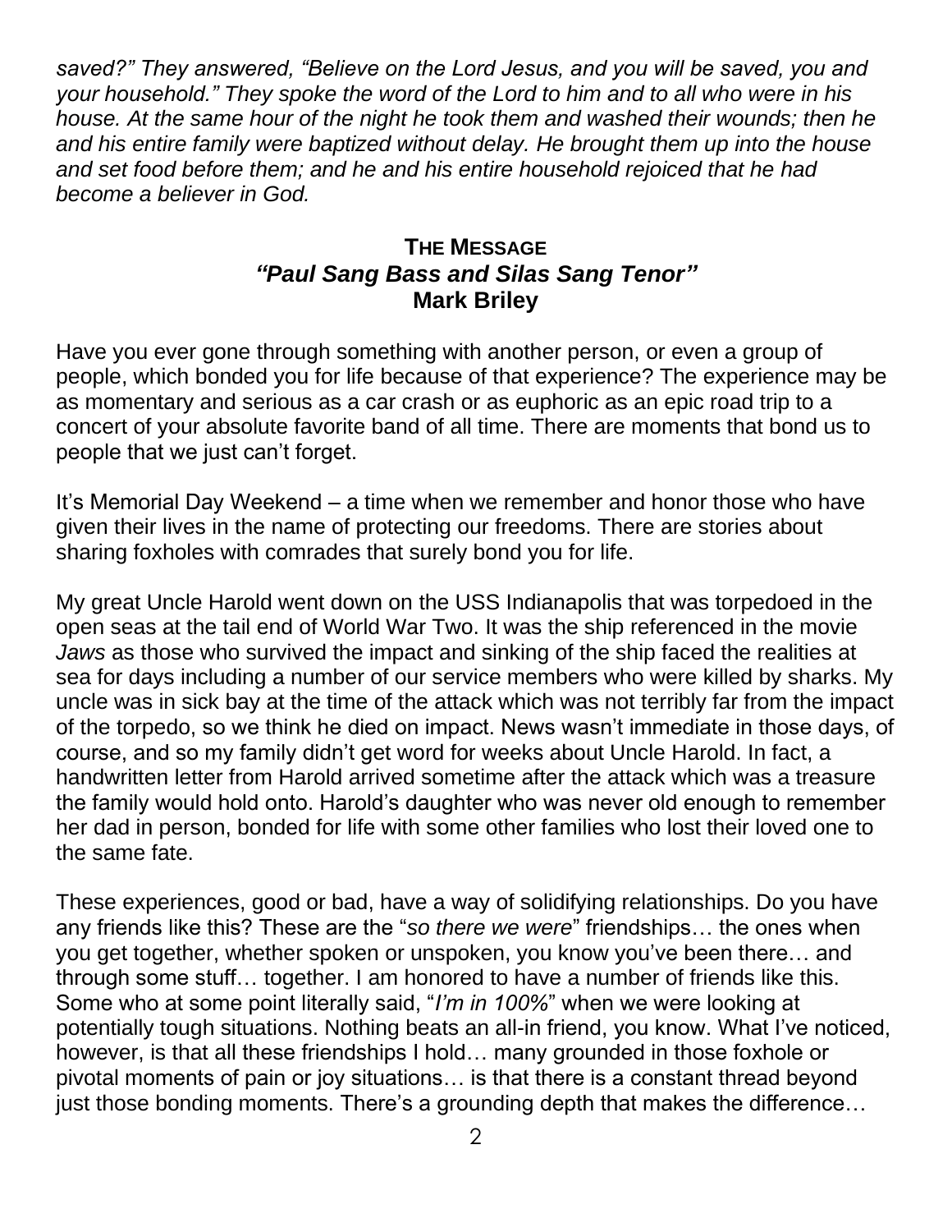*saved?" They answered, "Believe on the Lord Jesus, and you will be saved, you and your household." They spoke the word of the Lord to him and to all who were in his house. At the same hour of the night he took them and washed their wounds; then he and his entire family were baptized without delay. He brought them up into the house and set food before them; and he and his entire household rejoiced that he had become a believer in God.*

## THE MESSAGE
## *"Paul Sang Bass and Silas Sang Tenor"*
## Mark Briley

Have you ever gone through something with another person, or even a group of people, which bonded you for life because of that experience? The experience may be as momentary and serious as a car crash or as euphoric as an epic road trip to a concert of your absolute favorite band of all time. There are moments that bond us to people that we just can't forget.

It's Memorial Day Weekend – a time when we remember and honor those who have given their lives in the name of protecting our freedoms. There are stories about sharing foxholes with comrades that surely bond you for life.

My great Uncle Harold went down on the USS Indianapolis that was torpedoed in the open seas at the tail end of World War Two. It was the ship referenced in the movie *Jaws* as those who survived the impact and sinking of the ship faced the realities at sea for days including a number of our service members who were killed by sharks. My uncle was in sick bay at the time of the attack which was not terribly far from the impact of the torpedo, so we think he died on impact. News wasn't immediate in those days, of course, and so my family didn't get word for weeks about Uncle Harold. In fact, a handwritten letter from Harold arrived sometime after the attack which was a treasure the family would hold onto. Harold's daughter who was never old enough to remember her dad in person, bonded for life with some other families who lost their loved one to the same fate.

These experiences, good or bad, have a way of solidifying relationships. Do you have any friends like this? These are the "*so there we were*" friendships… the ones when you get together, whether spoken or unspoken, you know you've been there… and through some stuff… together. I am honored to have a number of friends like this. Some who at some point literally said, "*I'm in 100%*" when we were looking at potentially tough situations. Nothing beats an all-in friend, you know. What I've noticed, however, is that all these friendships I hold… many grounded in those foxhole or pivotal moments of pain or joy situations… is that there is a constant thread beyond just those bonding moments. There's a grounding depth that makes the difference…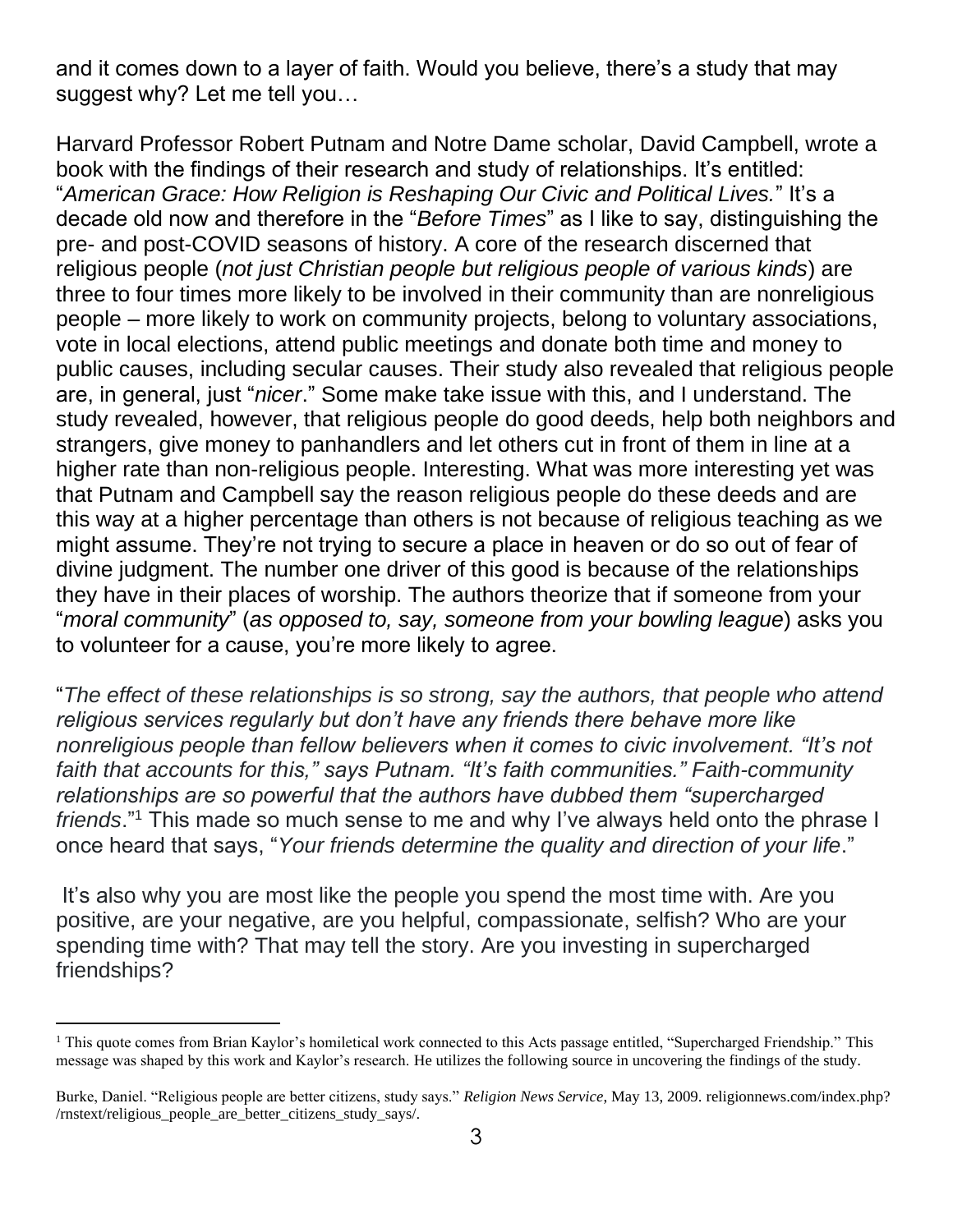and it comes down to a layer of faith. Would you believe, there's a study that may suggest why? Let me tell you…

Harvard Professor Robert Putnam and Notre Dame scholar, David Campbell, wrote a book with the findings of their research and study of relationships. It's entitled: "*American Grace: How Religion is Reshaping Our Civic and Political Lives.*" It's a decade old now and therefore in the "*Before Times*" as I like to say, distinguishing the pre- and post-COVID seasons of history. A core of the research discerned that religious people (*not just Christian people but religious people of various kinds*) are three to four times more likely to be involved in their community than are nonreligious people – more likely to work on community projects, belong to voluntary associations, vote in local elections, attend public meetings and donate both time and money to public causes, including secular causes. Their study also revealed that religious people are, in general, just "*nicer*." Some make take issue with this, and I understand. The study revealed, however, that religious people do good deeds, help both neighbors and strangers, give money to panhandlers and let others cut in front of them in line at a higher rate than non-religious people. Interesting. What was more interesting yet was that Putnam and Campbell say the reason religious people do these deeds and are this way at a higher percentage than others is not because of religious teaching as we might assume. They're not trying to secure a place in heaven or do so out of fear of divine judgment. The number one driver of this good is because of the relationships they have in their places of worship. The authors theorize that if someone from your "*moral community*" (*as opposed to, say, someone from your bowling league*) asks you to volunteer for a cause, you're more likely to agree.

"*The effect of these relationships is so strong, say the authors, that people who attend religious services regularly but don't have any friends there behave more like nonreligious people than fellow believers when it comes to civic involvement. "It's not faith that accounts for this," says Putnam. "It's faith communities." Faith-community relationships are so powerful that the authors have dubbed them "supercharged friends*."[1] This made so much sense to me and why I've always held onto the phrase I once heard that says, "*Your friends determine the quality and direction of your life*."

It's also why you are most like the people you spend the most time with. Are you positive, are your negative, are you helpful, compassionate, selfish? Who are your spending time with? That may tell the story. Are you investing in supercharged friendships?

---

[1] This quote comes from Brian Kaylor's homiletical work connected to this Acts passage entitled, "Supercharged Friendship." This message was shaped by this work and Kaylor's research. He utilizes the following source in uncovering the findings of the study.

Burke, Daniel. "Religious people are better citizens, study says." *Religion News Service*, May 13, 2009. religionnews.com/index.php?/rnstext/religious_people_are_better_citizens_study_says/.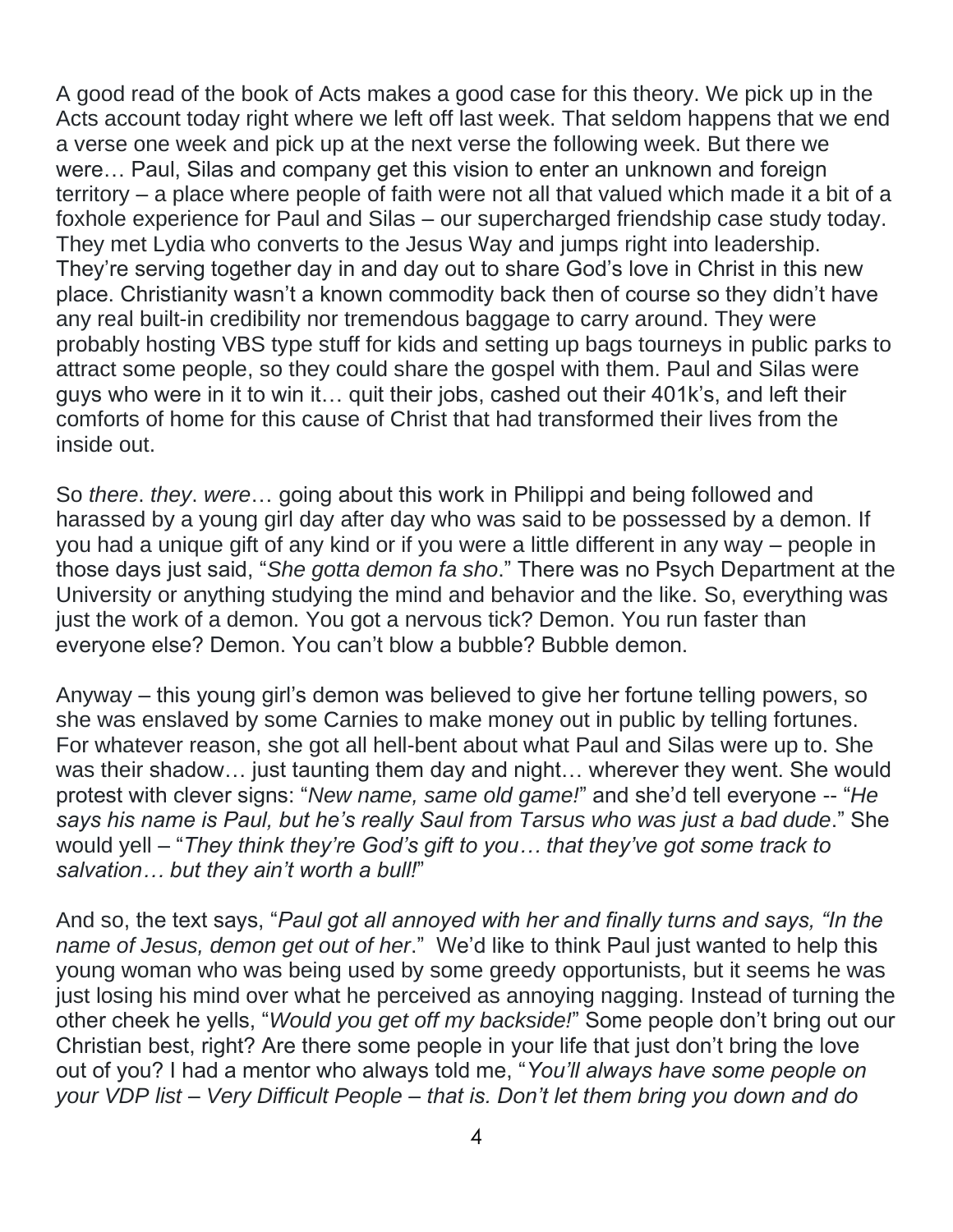A good read of the book of Acts makes a good case for this theory. We pick up in the Acts account today right where we left off last week. That seldom happens that we end a verse one week and pick up at the next verse the following week. But there we were… Paul, Silas and company get this vision to enter an unknown and foreign territory – a place where people of faith were not all that valued which made it a bit of a foxhole experience for Paul and Silas – our supercharged friendship case study today. They met Lydia who converts to the Jesus Way and jumps right into leadership. They're serving together day in and day out to share God's love in Christ in this new place. Christianity wasn't a known commodity back then of course so they didn't have any real built-in credibility nor tremendous baggage to carry around. They were probably hosting VBS type stuff for kids and setting up bags tourneys in public parks to attract some people, so they could share the gospel with them. Paul and Silas were guys who were in it to win it… quit their jobs, cashed out their 401k's, and left their comforts of home for this cause of Christ that had transformed their lives from the inside out.

So *there*. *they*. *were*… going about this work in Philippi and being followed and harassed by a young girl day after day who was said to be possessed by a demon. If you had a unique gift of any kind or if you were a little different in any way – people in those days just said, "*She gotta demon fa sho*." There was no Psych Department at the University or anything studying the mind and behavior and the like. So, everything was just the work of a demon. You got a nervous tick? Demon. You run faster than everyone else? Demon. You can't blow a bubble? Bubble demon.

Anyway – this young girl's demon was believed to give her fortune telling powers, so she was enslaved by some Carnies to make money out in public by telling fortunes. For whatever reason, she got all hell-bent about what Paul and Silas were up to. She was their shadow… just taunting them day and night… wherever they went. She would protest with clever signs: "*New name, same old game!*" and she'd tell everyone -- "*He says his name is Paul, but he's really Saul from Tarsus who was just a bad dude*." She would yell – "*They think they're God's gift to you… that they've got some track to salvation… but they ain't worth a bull!*"

And so, the text says, "*Paul got all annoyed with her and finally turns and says, "In the name of Jesus, demon get out of her*." We'd like to think Paul just wanted to help this young woman who was being used by some greedy opportunists, but it seems he was just losing his mind over what he perceived as annoying nagging. Instead of turning the other cheek he yells, "*Would you get off my backside!*" Some people don't bring out our Christian best, right? Are there some people in your life that just don't bring the love out of you? I had a mentor who always told me, "*You'll always have some people on your VDP list – Very Difficult People – that is. Don't let them bring you down and do*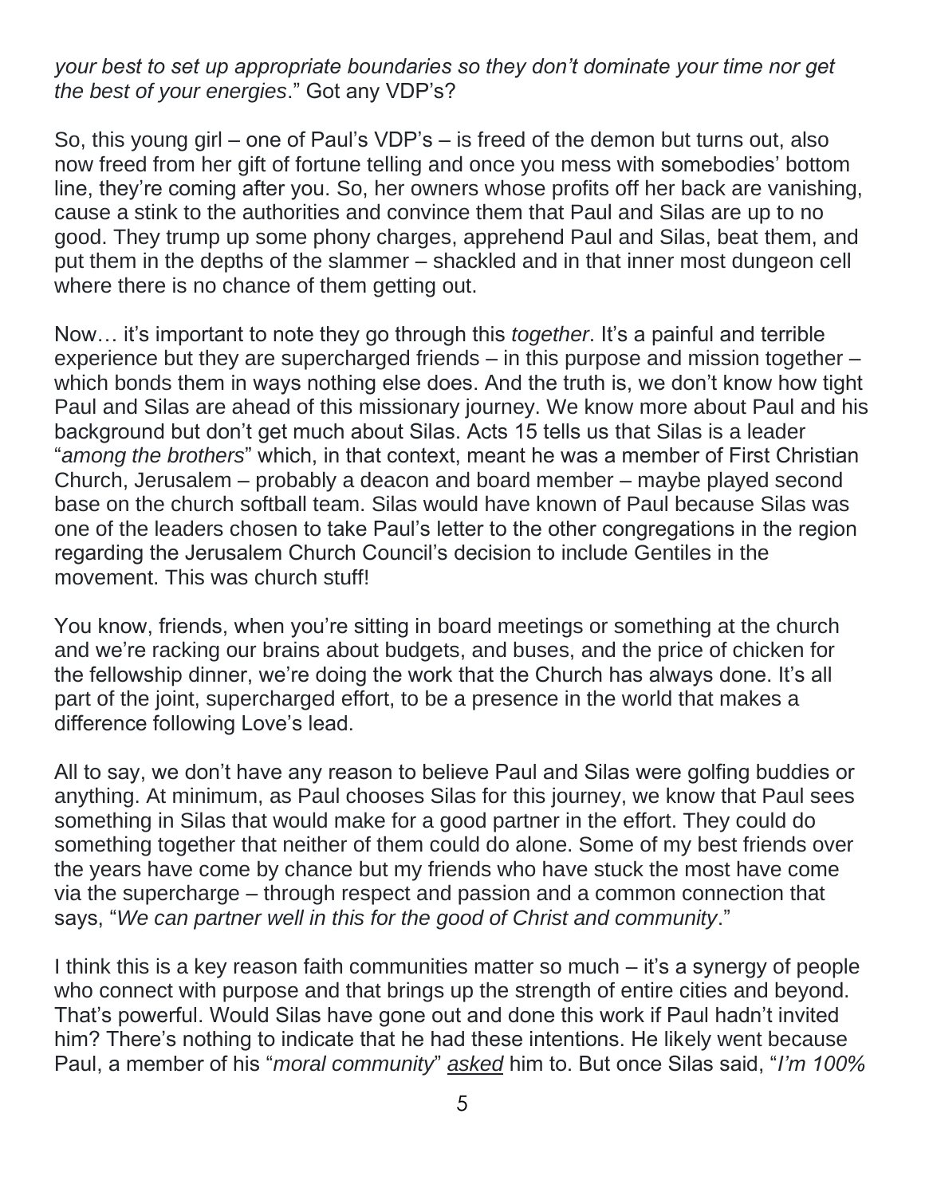*your best to set up appropriate boundaries so they don't dominate your time nor get the best of your energies*." Got any VDP's?

So, this young girl – one of Paul's VDP's – is freed of the demon but turns out, also now freed from her gift of fortune telling and once you mess with somebodies' bottom line, they're coming after you. So, her owners whose profits off her back are vanishing, cause a stink to the authorities and convince them that Paul and Silas are up to no good. They trump up some phony charges, apprehend Paul and Silas, beat them, and put them in the depths of the slammer – shackled and in that inner most dungeon cell where there is no chance of them getting out.

Now… it's important to note they go through this *together*. It's a painful and terrible experience but they are supercharged friends – in this purpose and mission together – which bonds them in ways nothing else does. And the truth is, we don't know how tight Paul and Silas are ahead of this missionary journey. We know more about Paul and his background but don't get much about Silas. Acts 15 tells us that Silas is a leader "*among the brothers*" which, in that context, meant he was a member of First Christian Church, Jerusalem – probably a deacon and board member – maybe played second base on the church softball team. Silas would have known of Paul because Silas was one of the leaders chosen to take Paul's letter to the other congregations in the region regarding the Jerusalem Church Council's decision to include Gentiles in the movement. This was church stuff!

You know, friends, when you're sitting in board meetings or something at the church and we're racking our brains about budgets, and buses, and the price of chicken for the fellowship dinner, we're doing the work that the Church has always done. It's all part of the joint, supercharged effort, to be a presence in the world that makes a difference following Love's lead.

All to say, we don't have any reason to believe Paul and Silas were golfing buddies or anything. At minimum, as Paul chooses Silas for this journey, we know that Paul sees something in Silas that would make for a good partner in the effort. They could do something together that neither of them could do alone. Some of my best friends over the years have come by chance but my friends who have stuck the most have come via the supercharge – through respect and passion and a common connection that says, "*We can partner well in this for the good of Christ and community*."

I think this is a key reason faith communities matter so much – it's a synergy of people who connect with purpose and that brings up the strength of entire cities and beyond. That's powerful. Would Silas have gone out and done this work if Paul hadn't invited him? There's nothing to indicate that he had these intentions. He likely went because Paul, a member of his "*moral community*" <u>*asked*</u> him to. But once Silas said, "*I'm 100%*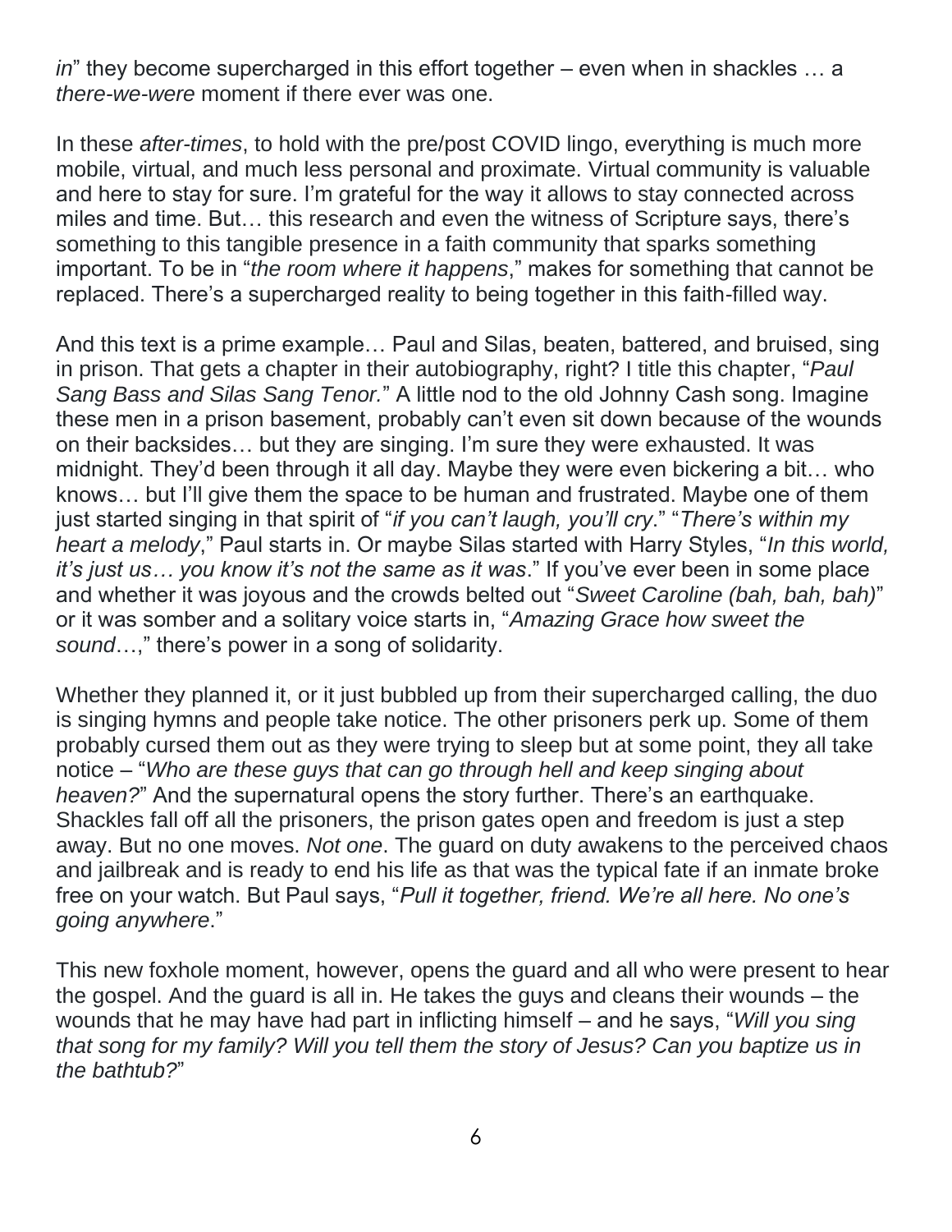*in*" they become supercharged in this effort together – even when in shackles … a *there-we-were* moment if there ever was one.

In these *after-times*, to hold with the pre/post COVID lingo, everything is much more mobile, virtual, and much less personal and proximate. Virtual community is valuable and here to stay for sure. I'm grateful for the way it allows to stay connected across miles and time. But… this research and even the witness of Scripture says, there's something to this tangible presence in a faith community that sparks something important. To be in "*the room where it happens*," makes for something that cannot be replaced. There's a supercharged reality to being together in this faith-filled way.

And this text is a prime example… Paul and Silas, beaten, battered, and bruised, sing in prison. That gets a chapter in their autobiography, right? I title this chapter, "*Paul Sang Bass and Silas Sang Tenor.*" A little nod to the old Johnny Cash song. Imagine these men in a prison basement, probably can't even sit down because of the wounds on their backsides… but they are singing. I'm sure they were exhausted. It was midnight. They'd been through it all day. Maybe they were even bickering a bit… who knows… but I'll give them the space to be human and frustrated. Maybe one of them just started singing in that spirit of "*if you can't laugh, you'll cry*." "*There's within my heart a melody*," Paul starts in. Or maybe Silas started with Harry Styles, "*In this world, it's just us… you know it's not the same as it was*." If you've ever been in some place and whether it was joyous and the crowds belted out "*Sweet Caroline (bah, bah, bah)*" or it was somber and a solitary voice starts in, "*Amazing Grace how sweet the sound*…," there's power in a song of solidarity.

Whether they planned it, or it just bubbled up from their supercharged calling, the duo is singing hymns and people take notice. The other prisoners perk up. Some of them probably cursed them out as they were trying to sleep but at some point, they all take notice – "*Who are these guys that can go through hell and keep singing about heaven?*" And the supernatural opens the story further. There's an earthquake. Shackles fall off all the prisoners, the prison gates open and freedom is just a step away. But no one moves. *Not one*. The guard on duty awakens to the perceived chaos and jailbreak and is ready to end his life as that was the typical fate if an inmate broke free on your watch. But Paul says, "*Pull it together, friend. We're all here. No one's going anywhere*."

This new foxhole moment, however, opens the guard and all who were present to hear the gospel. And the guard is all in. He takes the guys and cleans their wounds – the wounds that he may have had part in inflicting himself – and he says, "*Will you sing that song for my family? Will you tell them the story of Jesus? Can you baptize us in the bathtub?*"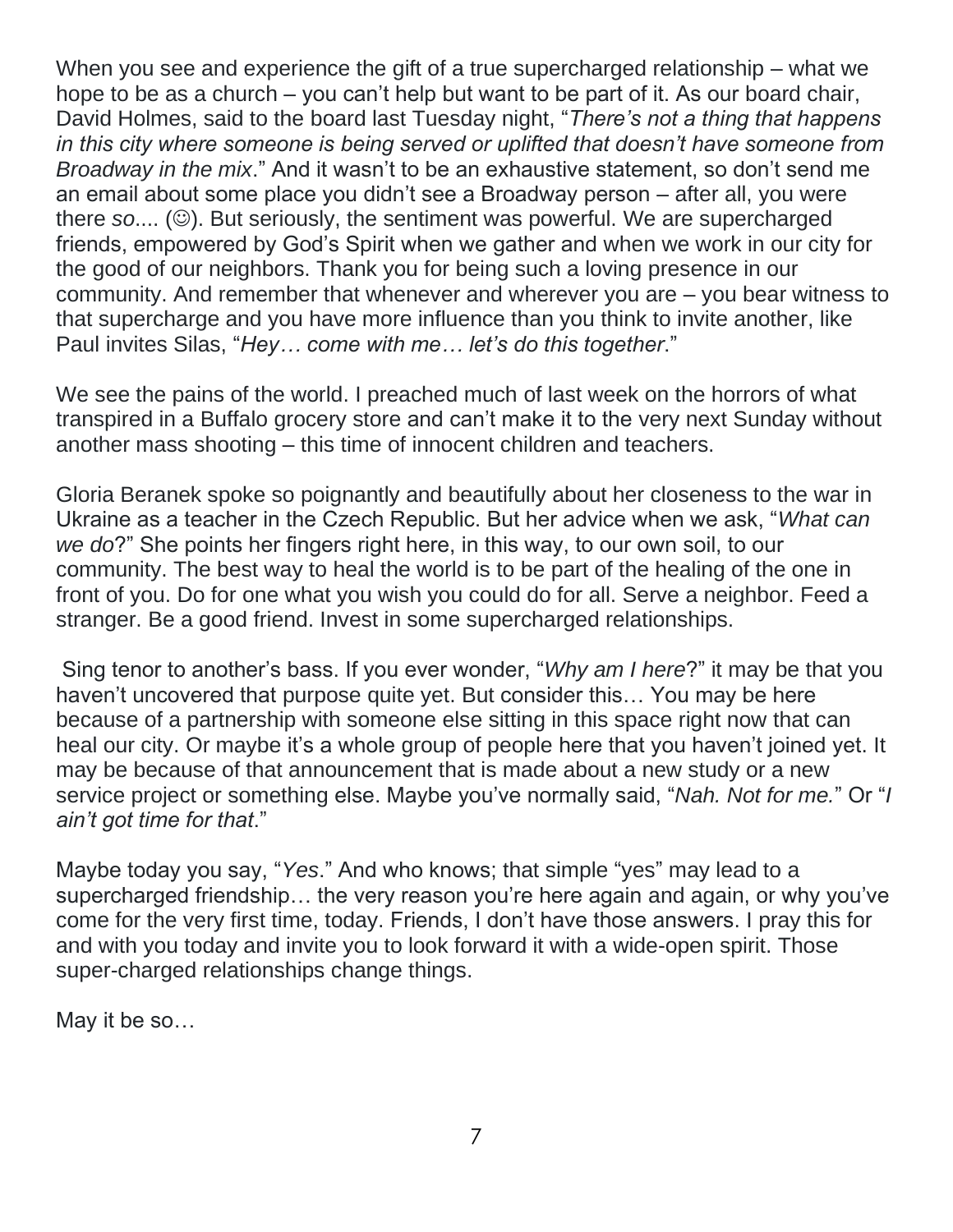When you see and experience the gift of a true supercharged relationship – what we hope to be as a church – you can't help but want to be part of it. As our board chair, David Holmes, said to the board last Tuesday night, "*There's not a thing that happens in this city where someone is being served or uplifted that doesn't have someone from Broadway in the mix*." And it wasn't to be an exhaustive statement, so don't send me an email about some place you didn't see a Broadway person – after all, you were there *so*.... (☺). But seriously, the sentiment was powerful. We are supercharged friends, empowered by God's Spirit when we gather and when we work in our city for the good of our neighbors. Thank you for being such a loving presence in our community. And remember that whenever and wherever you are – you bear witness to that supercharge and you have more influence than you think to invite another, like Paul invites Silas, "*Hey… come with me… let's do this together*."

We see the pains of the world. I preached much of last week on the horrors of what transpired in a Buffalo grocery store and can't make it to the very next Sunday without another mass shooting – this time of innocent children and teachers.

Gloria Beranek spoke so poignantly and beautifully about her closeness to the war in Ukraine as a teacher in the Czech Republic. But her advice when we ask, "*What can we do*?" She points her fingers right here, in this way, to our own soil, to our community. The best way to heal the world is to be part of the healing of the one in front of you. Do for one what you wish you could do for all. Serve a neighbor. Feed a stranger. Be a good friend. Invest in some supercharged relationships.

Sing tenor to another's bass. If you ever wonder, "*Why am I here*?" it may be that you haven't uncovered that purpose quite yet. But consider this… You may be here because of a partnership with someone else sitting in this space right now that can heal our city. Or maybe it's a whole group of people here that you haven't joined yet. It may be because of that announcement that is made about a new study or a new service project or something else. Maybe you've normally said, "*Nah. Not for me.*" Or "*I ain't got time for that*."

Maybe today you say, "*Yes*." And who knows; that simple "yes" may lead to a supercharged friendship… the very reason you're here again and again, or why you've come for the very first time, today. Friends, I don't have those answers. I pray this for and with you today and invite you to look forward it with a wide-open spirit. Those super-charged relationships change things.

May it be so…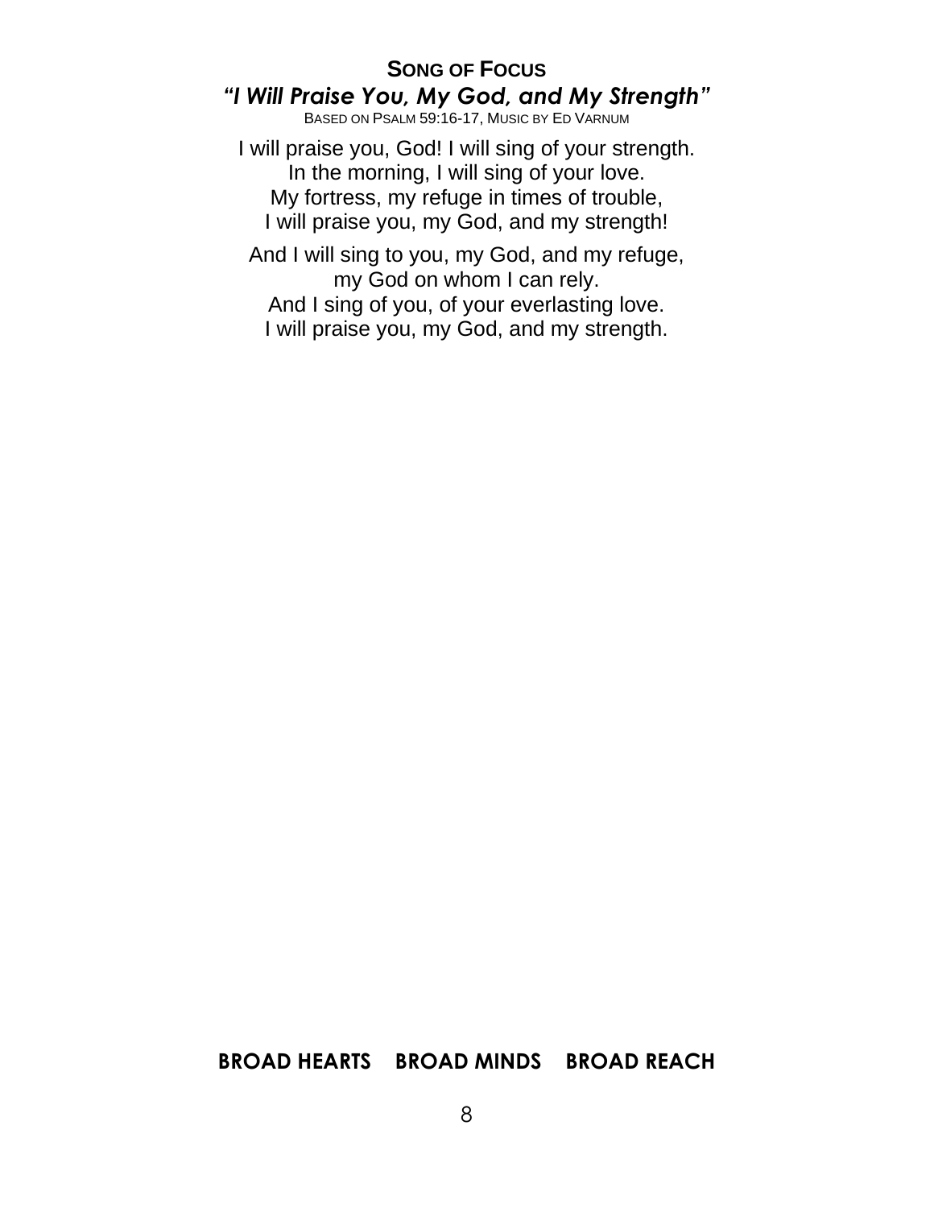## Song of Focus

***"I Will Praise You, My God, and My Strength"***

Based on Psalm 59:16-17, Music by Ed Varnum

I will praise you, God! I will sing of your strength.
In the morning, I will sing of your love.
My fortress, my refuge in times of trouble,
I will praise you, my God, and my strength!

And I will sing to you, my God, and my refuge,
my God on whom I can rely.
And I sing of you, of your everlasting love.
I will praise you, my God, and my strength.

**BROAD HEARTS BROAD MINDS BROAD REACH**